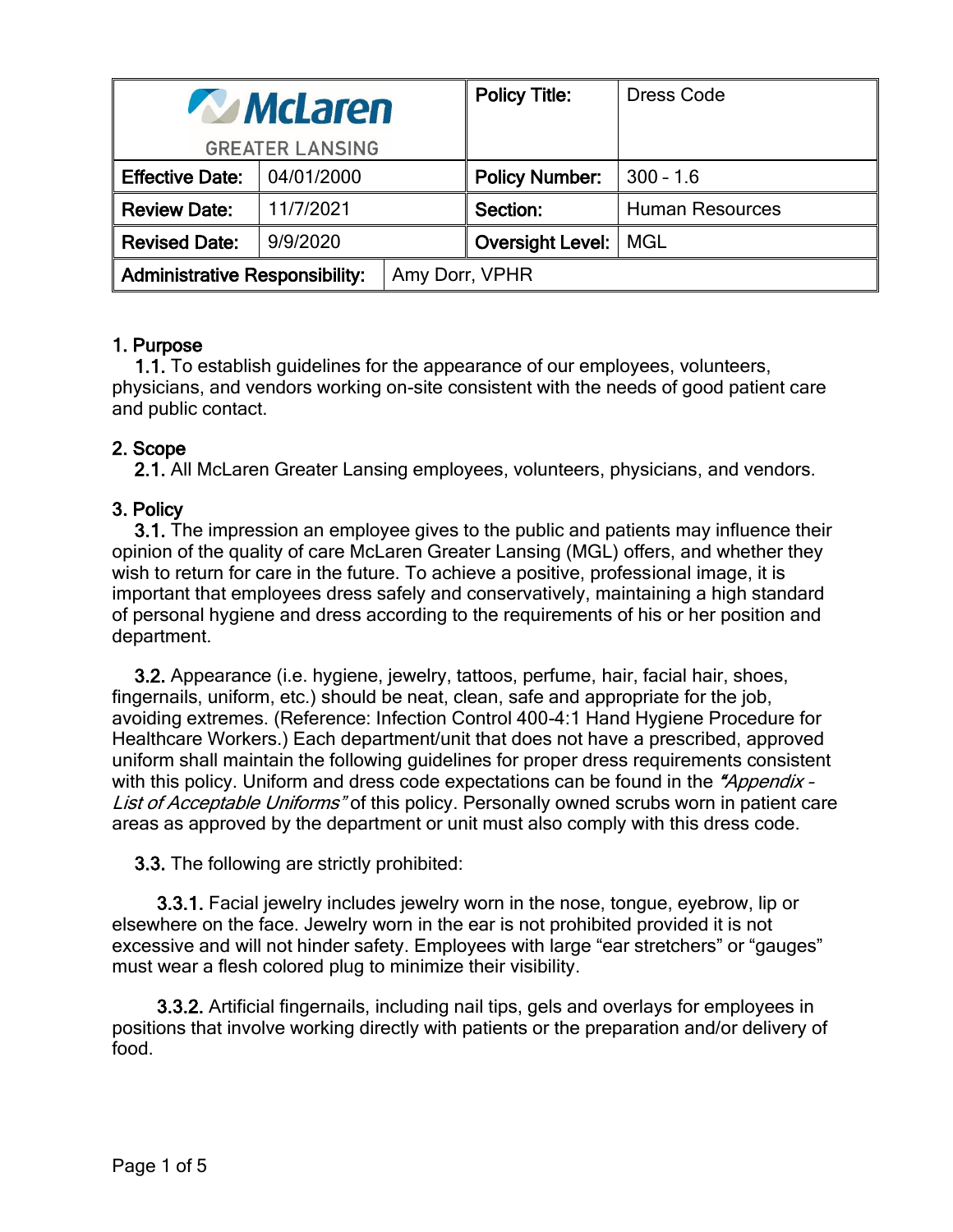| McLaren GREATER LANSING | | Policy Title: | Dress Code |
|---|---|---|---|
| **Effective Date:** | 04/01/2000 | **Policy Number:** | 300 - 1.6 |
| **Review Date:** | 11/7/2021 | **Section:** | Human Resources |
| **Revised Date:** | 9/9/2020 | **Oversight Level:** | MGL |
| **Administrative Responsibility:** | Amy Dorr, VPHR | | |

## 1. Purpose

1.1. To establish guidelines for the appearance of our employees, volunteers, physicians, and vendors working on-site consistent with the needs of good patient care and public contact.

## 2. Scope

2.1. All McLaren Greater Lansing employees, volunteers, physicians, and vendors.

## 3. Policy

3.1. The impression an employee gives to the public and patients may influence their opinion of the quality of care McLaren Greater Lansing (MGL) offers, and whether they wish to return for care in the future. To achieve a positive, professional image, it is important that employees dress safely and conservatively, maintaining a high standard of personal hygiene and dress according to the requirements of his or her position and department.

3.2. Appearance (i.e. hygiene, jewelry, tattoos, perfume, hair, facial hair, shoes, fingernails, uniform, etc.) should be neat, clean, safe and appropriate for the job, avoiding extremes. (Reference: Infection Control 400-4:1 Hand Hygiene Procedure for Healthcare Workers.) Each department/unit that does not have a prescribed, approved uniform shall maintain the following guidelines for proper dress requirements consistent with this policy. Uniform and dress code expectations can be found in the *"Appendix – List of Acceptable Uniforms"* of this policy. Personally owned scrubs worn in patient care areas as approved by the department or unit must also comply with this dress code.

3.3. The following are strictly prohibited:

3.3.1. Facial jewelry includes jewelry worn in the nose, tongue, eyebrow, lip or elsewhere on the face. Jewelry worn in the ear is not prohibited provided it is not excessive and will not hinder safety. Employees with large "ear stretchers" or "gauges" must wear a flesh colored plug to minimize their visibility.

3.3.2. Artificial fingernails, including nail tips, gels and overlays for employees in positions that involve working directly with patients or the preparation and/or delivery of food.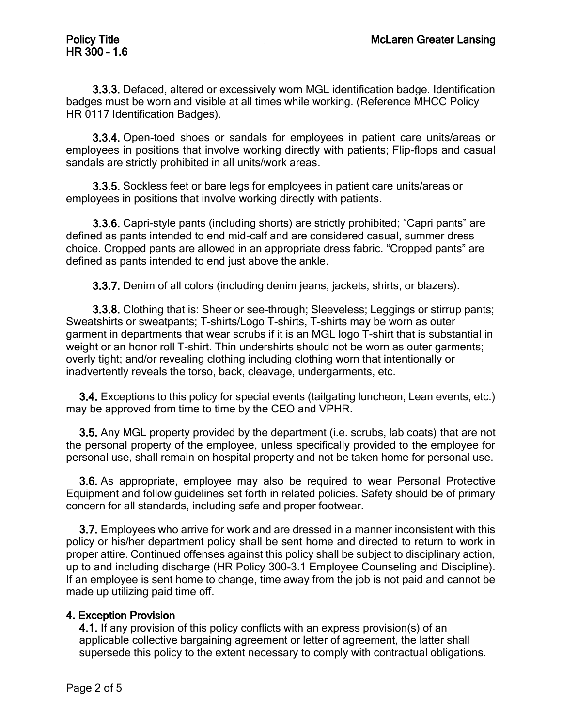**3.3.3.** Defaced, altered or excessively worn MGL identification badge. Identification badges must be worn and visible at all times while working. (Reference MHCC Policy HR 0117 Identification Badges).

**3.3.4.** Open-toed shoes or sandals for employees in patient care units/areas or employees in positions that involve working directly with patients; Flip-flops and casual sandals are strictly prohibited in all units/work areas.

**3.3.5.** Sockless feet or bare legs for employees in patient care units/areas or employees in positions that involve working directly with patients.

**3.3.6.** Capri-style pants (including shorts) are strictly prohibited; "Capri pants" are defined as pants intended to end mid-calf and are considered casual, summer dress choice. Cropped pants are allowed in an appropriate dress fabric. "Cropped pants" are defined as pants intended to end just above the ankle.

**3.3.7.** Denim of all colors (including denim jeans, jackets, shirts, or blazers).

**3.3.8.** Clothing that is: Sheer or see-through; Sleeveless; Leggings or stirrup pants; Sweatshirts or sweatpants; T-shirts/Logo T-shirts, T-shirts may be worn as outer garment in departments that wear scrubs if it is an MGL logo T-shirt that is substantial in weight or an honor roll T-shirt. Thin undershirts should not be worn as outer garments; overly tight; and/or revealing clothing including clothing worn that intentionally or inadvertently reveals the torso, back, cleavage, undergarments, etc.

**3.4.** Exceptions to this policy for special events (tailgating luncheon, Lean events, etc.) may be approved from time to time by the CEO and VPHR.

**3.5.** Any MGL property provided by the department (i.e. scrubs, lab coats) that are not the personal property of the employee, unless specifically provided to the employee for personal use, shall remain on hospital property and not be taken home for personal use.

**3.6.** As appropriate, employee may also be required to wear Personal Protective Equipment and follow guidelines set forth in related policies. Safety should be of primary concern for all standards, including safe and proper footwear.

**3.7.** Employees who arrive for work and are dressed in a manner inconsistent with this policy or his/her department policy shall be sent home and directed to return to work in proper attire. Continued offenses against this policy shall be subject to disciplinary action, up to and including discharge (HR Policy 300-3.1 Employee Counseling and Discipline). If an employee is sent home to change, time away from the job is not paid and cannot be made up utilizing paid time off.

## 4. Exception Provision

**4.1.** If any provision of this policy conflicts with an express provision(s) of an applicable collective bargaining agreement or letter of agreement, the latter shall supersede this policy to the extent necessary to comply with contractual obligations.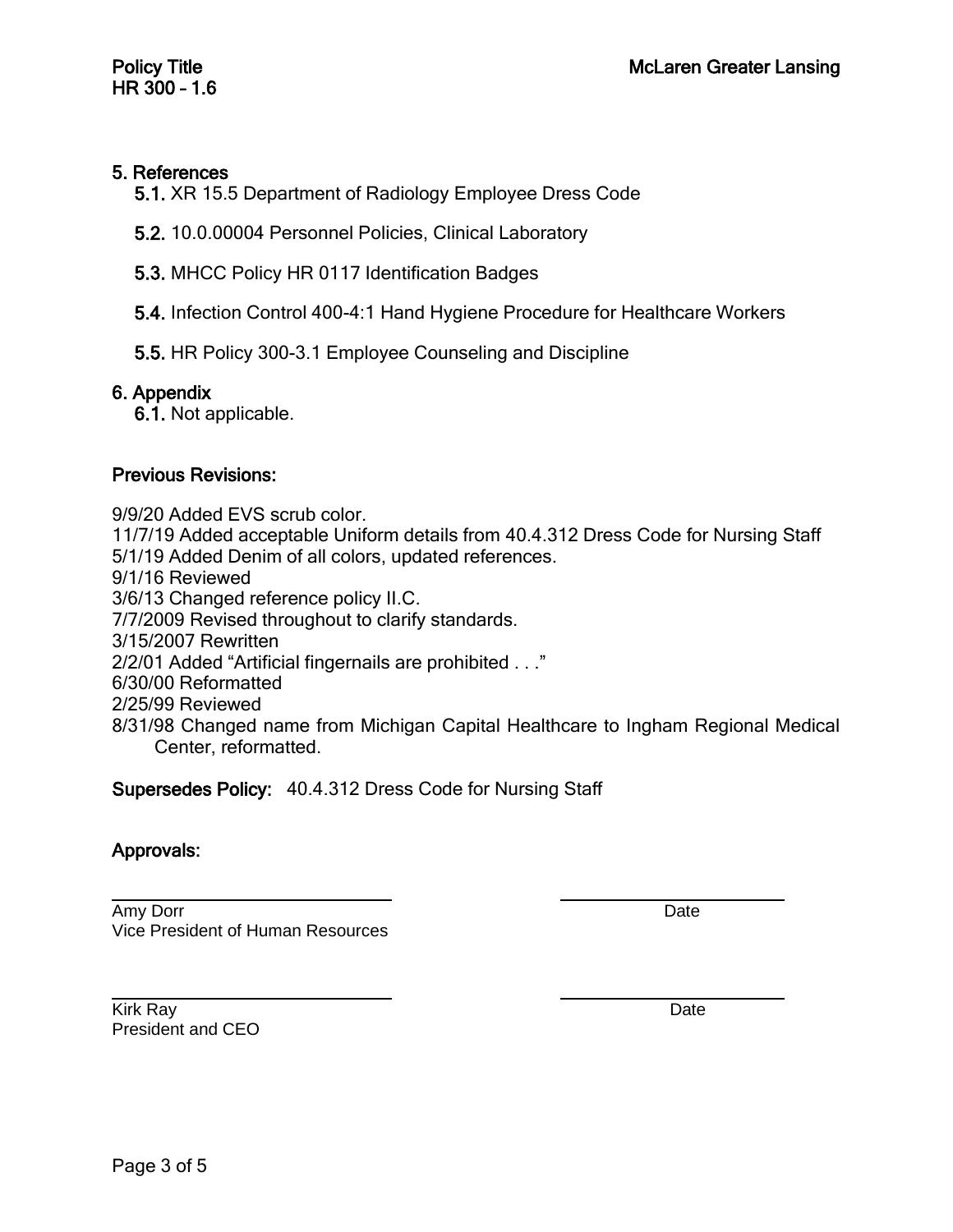## 5. References

**5.1.** XR 15.5 Department of Radiology Employee Dress Code

**5.2.** 10.0.00004 Personnel Policies, Clinical Laboratory

**5.3.** MHCC Policy HR 0117 Identification Badges

**5.4.** Infection Control 400-4:1 Hand Hygiene Procedure for Healthcare Workers

**5.5.** HR Policy 300-3.1 Employee Counseling and Discipline

## 6. Appendix

**6.1.** Not applicable.

## Previous Revisions:

9/9/20 Added EVS scrub color.
11/7/19 Added acceptable Uniform details from 40.4.312 Dress Code for Nursing Staff
5/1/19 Added Denim of all colors, updated references.
9/1/16 Reviewed
3/6/13 Changed reference policy II.C.
7/7/2009 Revised throughout to clarify standards.
3/15/2007 Rewritten
2/2/01 Added "Artificial fingernails are prohibited . . ."
6/30/00 Reformatted
2/25/99 Reviewed
8/31/98 Changed name from Michigan Capital Healthcare to Ingham Regional Medical Center, reformatted.

**Supersedes Policy:** 40.4.312 Dress Code for Nursing Staff

## Approvals:

| | |
|---|---|
| Amy Dorr<br>Vice President of Human Resources | Date |
| Kirk Ray<br>President and CEO | Date |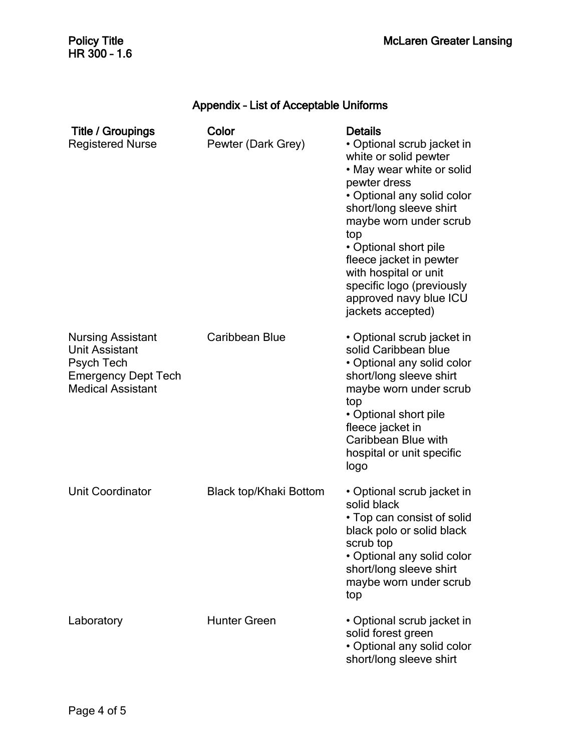## Appendix – List of Acceptable Uniforms

| Title / Groupings | Color | Details |
|---|---|---|
| Registered Nurse | Pewter (Dark Grey) | • Optional scrub jacket in white or solid pewter<br>• May wear white or solid pewter dress<br>• Optional any solid color short/long sleeve shirt maybe worn under scrub top<br>• Optional short pile fleece jacket in pewter with hospital or unit specific logo (previously approved navy blue ICU jackets accepted) |
| Nursing Assistant<br>Unit Assistant<br>Psych Tech<br>Emergency Dept Tech<br>Medical Assistant | Caribbean Blue | • Optional scrub jacket in solid Caribbean blue<br>• Optional any solid color short/long sleeve shirt maybe worn under scrub top<br>• Optional short pile fleece jacket in Caribbean Blue with hospital or unit specific logo |
| Unit Coordinator | Black top/Khaki Bottom | • Optional scrub jacket in solid black<br>• Top can consist of solid black polo or solid black scrub top<br>• Optional any solid color short/long sleeve shirt maybe worn under scrub top |
| Laboratory | Hunter Green | • Optional scrub jacket in solid forest green<br>• Optional any solid color short/long sleeve shirt |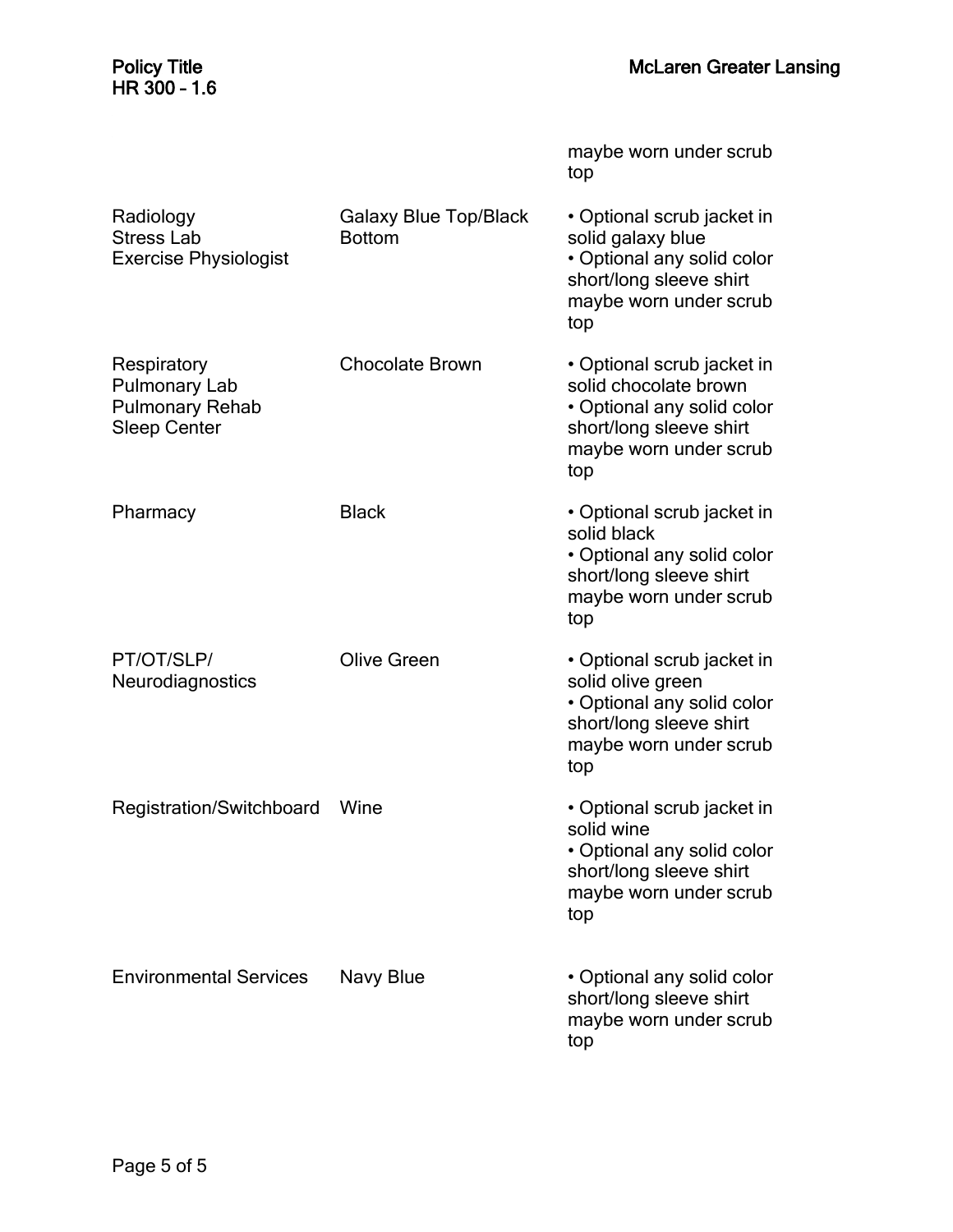| | | |
|---|---|---|
| | | maybe worn under scrub top |
| Radiology<br>Stress Lab<br>Exercise Physiologist | Galaxy Blue Top/Black Bottom | • Optional scrub jacket in solid galaxy blue<br>• Optional any solid color short/long sleeve shirt maybe worn under scrub top |
| Respiratory<br>Pulmonary Lab<br>Pulmonary Rehab<br>Sleep Center | Chocolate Brown | • Optional scrub jacket in solid chocolate brown<br>• Optional any solid color short/long sleeve shirt maybe worn under scrub top |
| Pharmacy | Black | • Optional scrub jacket in solid black<br>• Optional any solid color short/long sleeve shirt maybe worn under scrub top |
| PT/OT/SLP/<br>Neurodiagnostics | Olive Green | • Optional scrub jacket in solid olive green<br>• Optional any solid color short/long sleeve shirt maybe worn under scrub top |
| Registration/Switchboard | Wine | • Optional scrub jacket in solid wine<br>• Optional any solid color short/long sleeve shirt maybe worn under scrub top |
| Environmental Services | Navy Blue | • Optional any solid color short/long sleeve shirt maybe worn under scrub top |